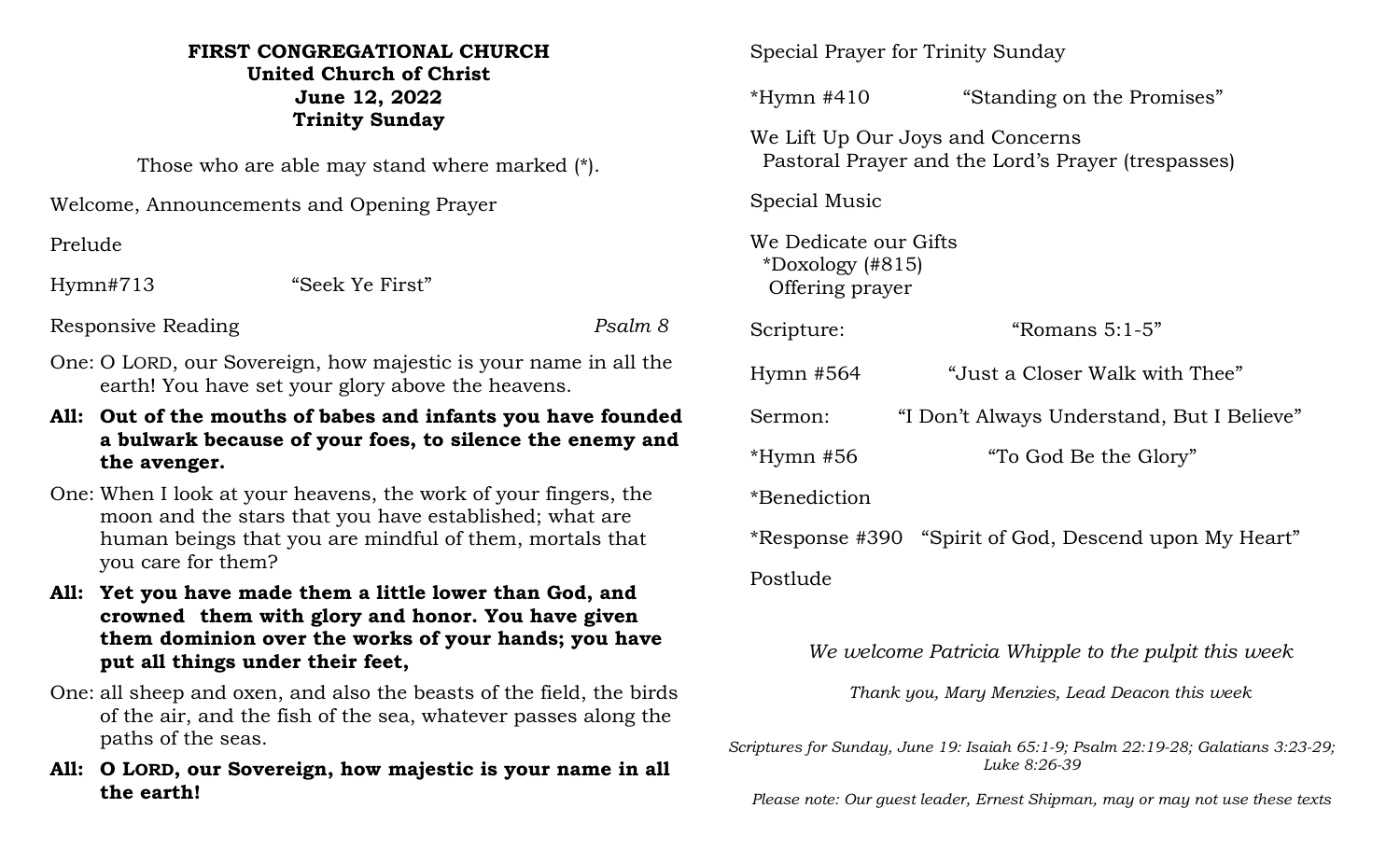**FIRST CONGREGATIONAL CHURCH**
**United Church of Christ**
**June 12, 2022**
**Trinity Sunday**

Those who are able may stand where marked (*).

Welcome, Announcements and Opening Prayer

Prelude

Hymn#713 "Seek Ye First"

Responsive Reading *Psalm 8*

One: O LORD, our Sovereign, how majestic is your name in all the earth! You have set your glory above the heavens.

**All: Out of the mouths of babes and infants you have founded a bulwark because of your foes, to silence the enemy and the avenger.**

One: When I look at your heavens, the work of your fingers, the moon and the stars that you have established; what are human beings that you are mindful of them, mortals that you care for them?

**All: Yet you have made them a little lower than God, and crowned them with glory and honor. You have given them dominion over the works of your hands; you have put all things under their feet,**

One: all sheep and oxen, and also the beasts of the field, the birds of the air, and the fish of the sea, whatever passes along the paths of the seas.

**All: O LORD, our Sovereign, how majestic is your name in all the earth!**

Special Prayer for Trinity Sunday

*Hymn #410 "Standing on the Promises"

We Lift Up Our Joys and Concerns
Pastoral Prayer and the Lord's Prayer (trespasses)

Special Music

We Dedicate our Gifts
*Doxology (#815)
Offering prayer

Scripture: "Romans 5:1-5"

Hymn #564 "Just a Closer Walk with Thee"

Sermon: "I Don't Always Understand, But I Believe"

*Hymn #56 "To God Be the Glory"

*Benediction

*Response #390 "Spirit of God, Descend upon My Heart"

Postlude

*We welcome Patricia Whipple to the pulpit this week*

*Thank you, Mary Menzies, Lead Deacon this week*

*Scriptures for Sunday, June 19: Isaiah 65:1-9; Psalm 22:19-28; Galatians 3:23-29; Luke 8:26-39*

*Please note: Our guest leader, Ernest Shipman, may or may not use these texts*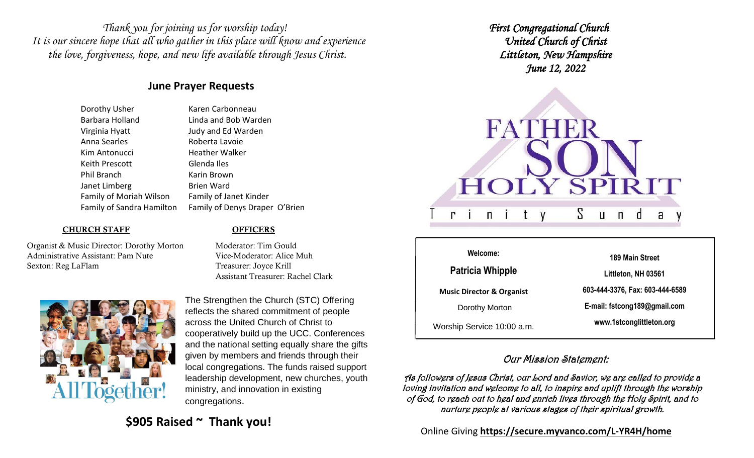*Thank you for joining us for worship today!*
*It is our sincere hope that all who gather in this place will know and experience the love, forgiveness, hope, and new life available through Jesus Christ.*

## June Prayer Requests

| | |
|---|---|
| Dorothy Usher | Karen Carbonneau |
| Barbara Holland | Linda and Bob Warden |
| Virginia Hyatt | Judy and Ed Warden |
| Anna Searles | Roberta Lavoie |
| Kim Antonucci | Heather Walker |
| Keith Prescott | Glenda Iles |
| Phil Branch | Karin Brown |
| Janet Limberg | Brien Ward |
| Family of Moriah Wilson | Family of Janet Kinder |
| Family of Sandra Hamilton | Family of Denys Draper O'Brien |

**CHURCH STAFF**

Organist & Music Director: Dorothy Morton
Administrative Assistant: Pam Nute
Sexton: Reg LaFlam

**OFFICERS**

Moderator: Tim Gould
Vice-Moderator: Alice Muh
Treasurer: Joyce Krill
Assistant Treasurer: Rachel Clark

All Together!

The Strengthen the Church (STC) Offering reflects the shared commitment of people across the United Church of Christ to cooperatively build up the UCC. Conferences and the national setting equally share the gifts given by members and friends through their local congregations. The funds raised support leadership development, new churches, youth ministry, and innovation in existing congregations.

**$905 Raised ~ Thank you!**

***First Congregational Church***
***United Church of Christ***
***Littleton, New Hampshire***
***June 12, 2022***

FATHER
SON
HOLY SPIRIT
Trinity Sunday

**Welcome:**

**Patricia Whipple**

**Music Director & Organist**

Dorothy Morton

Worship Service 10:00 a.m.

**189 Main Street**
**Littleton, NH 03561**
**603-444-3376, Fax: 603-444-6589**
**E-mail: fstcong189@gmail.com**
**www.1stconglittleton.org**

*Our Mission Statement:*

*As followers of Jesus Christ, our Lord and Savior, we are called to provide a loving invitation and welcome to all, to inspire and uplift through the worship of God, to reach out to heal and enrich lives through the Holy Spirit, and to nurture people at various stages of their spiritual growth.*

Online Giving **https://secure.myvanco.com/L-YR4H/home**